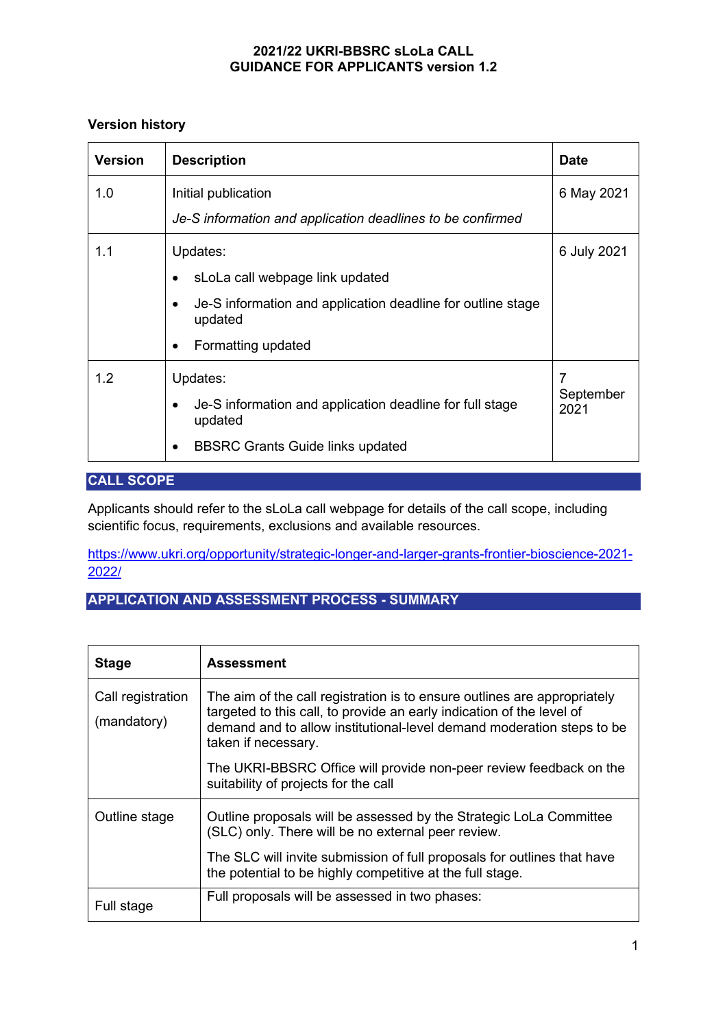# 2021/22 UKRI-BBSRC sLoLa CALL
# GUIDANCE FOR APPLICANTS version 1.2

**Version history**

| **Version** | **Description** | **Date** |
|---|---|---|
| 1.0 | Initial publication<br>*Je-S information and application deadlines to be confirmed* | 6 May 2021 |
| 1.1 | Updates:<br>• sLoLa call webpage link updated<br>• Je-S information and application deadline for outline stage updated<br>• Formatting updated | 6 July 2021 |
| 1.2 | Updates:<br>• Je-S information and application deadline for full stage updated<br>• BBSRC Grants Guide links updated | 7 September 2021 |

## CALL SCOPE

Applicants should refer to the sLoLa call webpage for details of the call scope, including scientific focus, requirements, exclusions and available resources.

https://www.ukri.org/opportunity/strategic-longer-and-larger-grants-frontier-bioscience-2021-2022/

## APPLICATION AND ASSESSMENT PROCESS - SUMMARY

| **Stage** | **Assessment** |
|---|---|
| Call registration (mandatory) | The aim of the call registration is to ensure outlines are appropriately targeted to this call, to provide an early indication of the level of demand and to allow institutional-level demand moderation steps to be taken if necessary.<br>The UKRI-BBSRC Office will provide non-peer review feedback on the suitability of projects for the call |
| Outline stage | Outline proposals will be assessed by the Strategic LoLa Committee (SLC) only. There will be no external peer review.<br>The SLC will invite submission of full proposals for outlines that have the potential to be highly competitive at the full stage. |
| Full stage | Full proposals will be assessed in two phases: |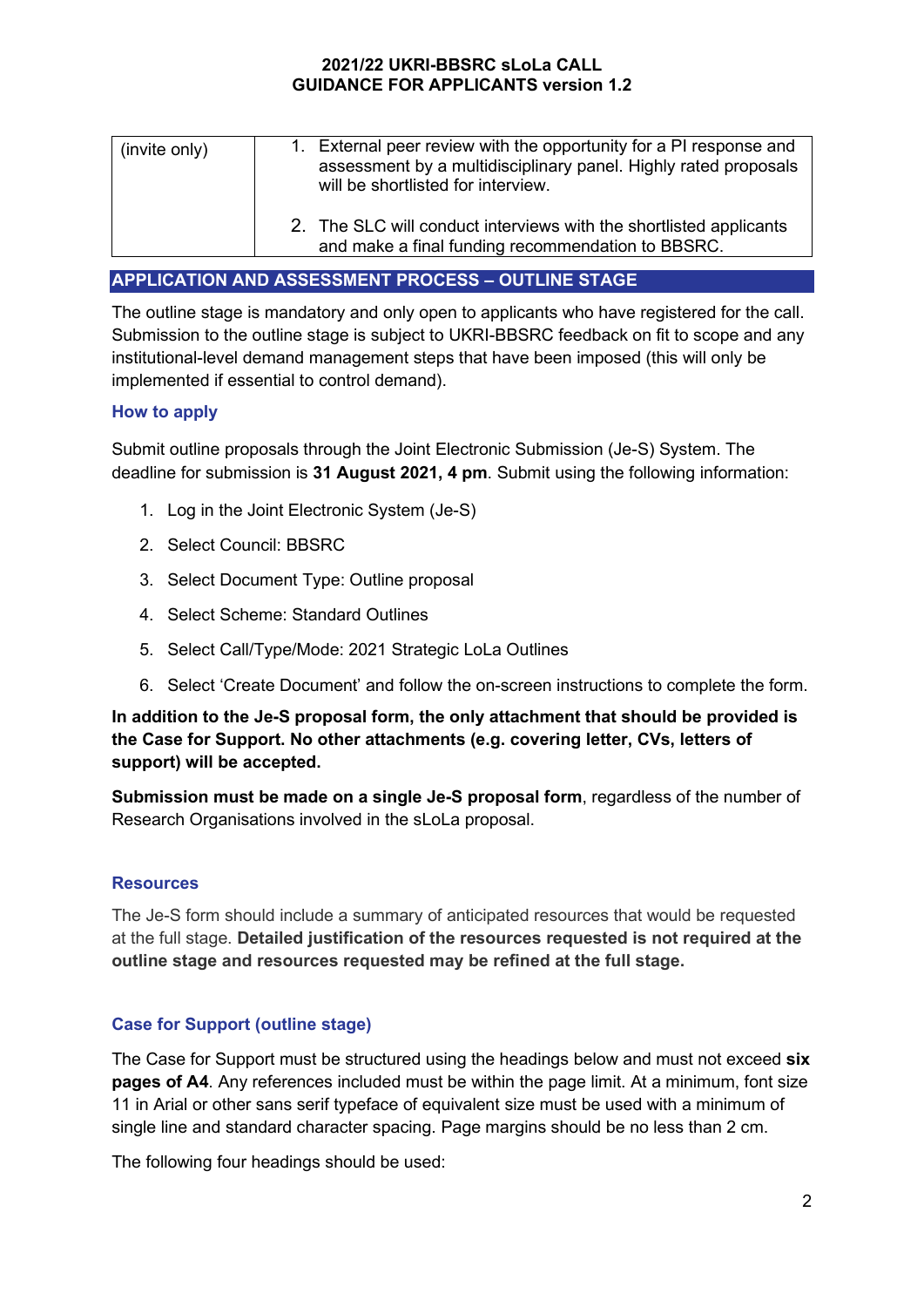| | |
|---|---|
| (invite only) | 1. External peer review with the opportunity for a PI response and assessment by a multidisciplinary panel. Highly rated proposals will be shortlisted for interview. 2. The SLC will conduct interviews with the shortlisted applicants and make a final funding recommendation to BBSRC. |

## APPLICATION AND ASSESSMENT PROCESS – OUTLINE STAGE

The outline stage is mandatory and only open to applicants who have registered for the call. Submission to the outline stage is subject to UKRI-BBSRC feedback on fit to scope and any institutional-level demand management steps that have been imposed (this will only be implemented if essential to control demand).

### How to apply

Submit outline proposals through the Joint Electronic Submission (Je-S) System. The deadline for submission is **31 August 2021, 4 pm**. Submit using the following information:

1. Log in the Joint Electronic System (Je-S)
2. Select Council: BBSRC
3. Select Document Type: Outline proposal
4. Select Scheme: Standard Outlines
5. Select Call/Type/Mode: 2021 Strategic LoLa Outlines
6. Select 'Create Document' and follow the on-screen instructions to complete the form.

**In addition to the Je-S proposal form, the only attachment that should be provided is the Case for Support. No other attachments (e.g. covering letter, CVs, letters of support) will be accepted.**

**Submission must be made on a single Je-S proposal form**, regardless of the number of Research Organisations involved in the sLoLa proposal.

### Resources

The Je-S form should include a summary of anticipated resources that would be requested at the full stage. **Detailed justification of the resources requested is not required at the outline stage and resources requested may be refined at the full stage.**

### Case for Support (outline stage)

The Case for Support must be structured using the headings below and must not exceed **six pages of A4**. Any references included must be within the page limit. At a minimum, font size 11 in Arial or other sans serif typeface of equivalent size must be used with a minimum of single line and standard character spacing. Page margins should be no less than 2 cm.

The following four headings should be used: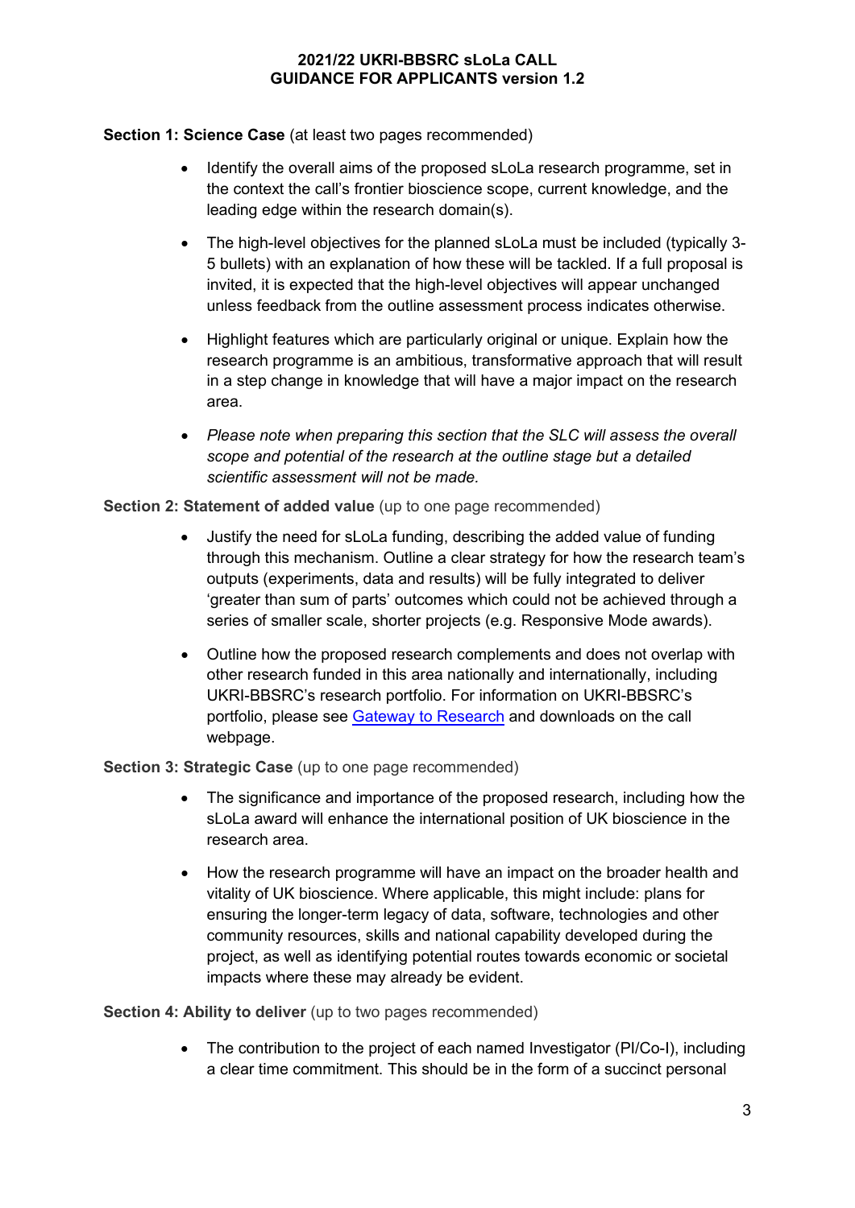**Section 1: Science Case** (at least two pages recommended)

- Identify the overall aims of the proposed sLoLa research programme, set in the context the call's frontier bioscience scope, current knowledge, and the leading edge within the research domain(s).
- The high-level objectives for the planned sLoLa must be included (typically 3-5 bullets) with an explanation of how these will be tackled. If a full proposal is invited, it is expected that the high-level objectives will appear unchanged unless feedback from the outline assessment process indicates otherwise.
- Highlight features which are particularly original or unique. Explain how the research programme is an ambitious, transformative approach that will result in a step change in knowledge that will have a major impact on the research area.
- *Please note when preparing this section that the SLC will assess the overall scope and potential of the research at the outline stage but a detailed scientific assessment will not be made.*

**Section 2: Statement of added value** (up to one page recommended)

- Justify the need for sLoLa funding, describing the added value of funding through this mechanism. Outline a clear strategy for how the research team's outputs (experiments, data and results) will be fully integrated to deliver 'greater than sum of parts' outcomes which could not be achieved through a series of smaller scale, shorter projects (e.g. Responsive Mode awards).
- Outline how the proposed research complements and does not overlap with other research funded in this area nationally and internationally, including UKRI-BBSRC's research portfolio. For information on UKRI-BBSRC's portfolio, please see Gateway to Research and downloads on the call webpage.

**Section 3: Strategic Case** (up to one page recommended)

- The significance and importance of the proposed research, including how the sLoLa award will enhance the international position of UK bioscience in the research area.
- How the research programme will have an impact on the broader health and vitality of UK bioscience. Where applicable, this might include: plans for ensuring the longer-term legacy of data, software, technologies and other community resources, skills and national capability developed during the project, as well as identifying potential routes towards economic or societal impacts where these may already be evident.

**Section 4: Ability to deliver** (up to two pages recommended)

- The contribution to the project of each named Investigator (PI/Co-I), including a clear time commitment. This should be in the form of a succinct personal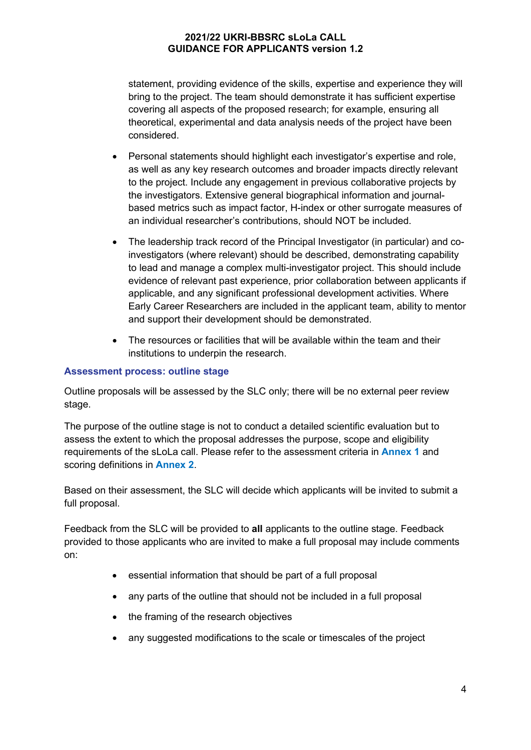statement, providing evidence of the skills, expertise and experience they will bring to the project. The team should demonstrate it has sufficient expertise covering all aspects of the proposed research; for example, ensuring all theoretical, experimental and data analysis needs of the project have been considered.

- Personal statements should highlight each investigator's expertise and role, as well as any key research outcomes and broader impacts directly relevant to the project. Include any engagement in previous collaborative projects by the investigators. Extensive general biographical information and journal-based metrics such as impact factor, H-index or other surrogate measures of an individual researcher's contributions, should NOT be included.
- The leadership track record of the Principal Investigator (in particular) and co-investigators (where relevant) should be described, demonstrating capability to lead and manage a complex multi-investigator project. This should include evidence of relevant past experience, prior collaboration between applicants if applicable, and any significant professional development activities. Where Early Career Researchers are included in the applicant team, ability to mentor and support their development should be demonstrated.
- The resources or facilities that will be available within the team and their institutions to underpin the research.

### Assessment process: outline stage

Outline proposals will be assessed by the SLC only; there will be no external peer review stage.

The purpose of the outline stage is not to conduct a detailed scientific evaluation but to assess the extent to which the proposal addresses the purpose, scope and eligibility requirements of the sLoLa call. Please refer to the assessment criteria in **Annex 1** and scoring definitions in **Annex 2**.

Based on their assessment, the SLC will decide which applicants will be invited to submit a full proposal.

Feedback from the SLC will be provided to **all** applicants to the outline stage. Feedback provided to those applicants who are invited to make a full proposal may include comments on:

- essential information that should be part of a full proposal
- any parts of the outline that should not be included in a full proposal
- the framing of the research objectives
- any suggested modifications to the scale or timescales of the project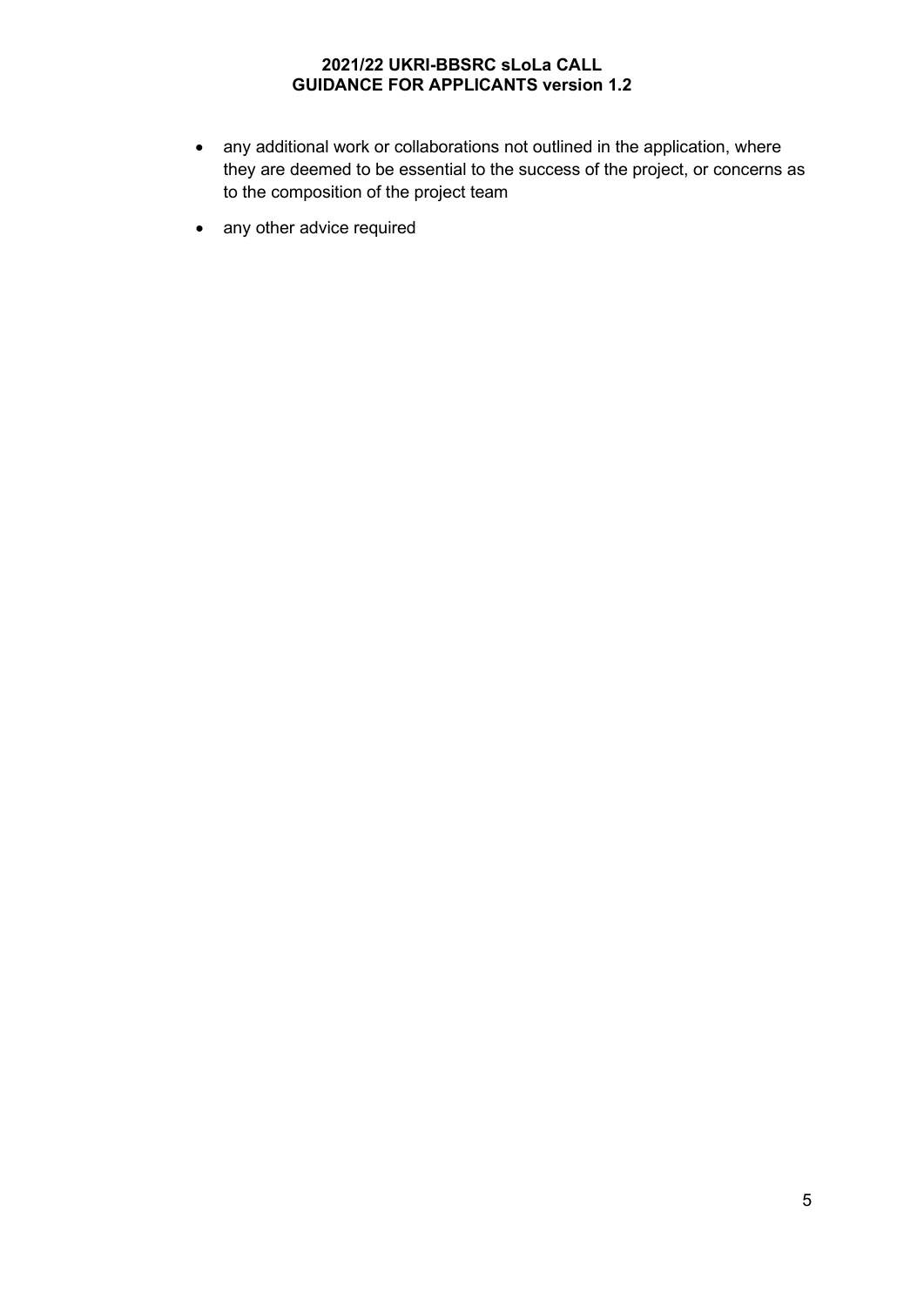- any additional work or collaborations not outlined in the application, where they are deemed to be essential to the success of the project, or concerns as to the composition of the project team
- any other advice required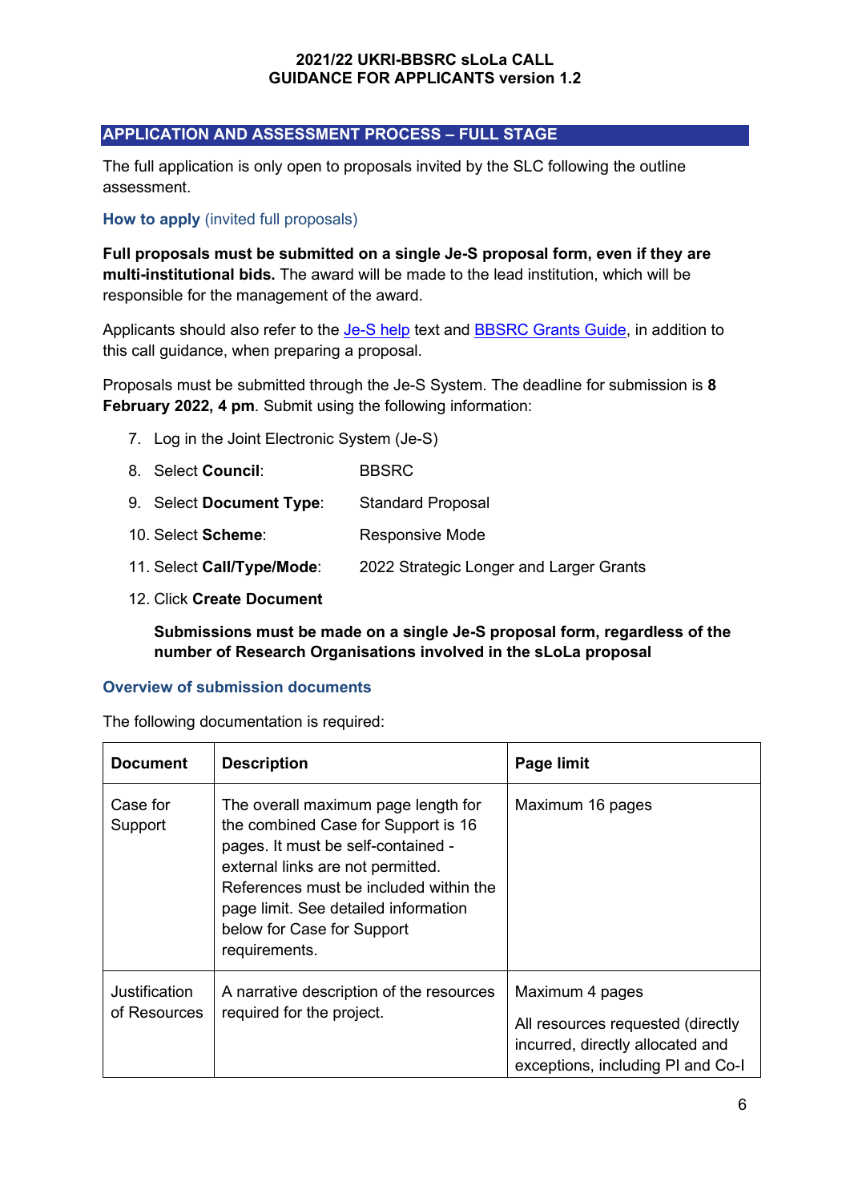## APPLICATION AND ASSESSMENT PROCESS – FULL STAGE

The full application is only open to proposals invited by the SLC following the outline assessment.

### How to apply (invited full proposals)

**Full proposals must be submitted on a single Je-S proposal form, even if they are multi-institutional bids.** The award will be made to the lead institution, which will be responsible for the management of the award.

Applicants should also refer to the Je-S help text and BBSRC Grants Guide, in addition to this call guidance, when preparing a proposal.

Proposals must be submitted through the Je-S System. The deadline for submission is **8 February 2022, 4 pm**. Submit using the following information:

7. Log in the Joint Electronic System (Je-S)
8. Select **Council**: BBSRC
9. Select **Document Type**: Standard Proposal
10. Select **Scheme**: Responsive Mode
11. Select **Call/Type/Mode**: 2022 Strategic Longer and Larger Grants
12. Click **Create Document**

**Submissions must be made on a single Je-S proposal form, regardless of the number of Research Organisations involved in the sLoLa proposal**

### Overview of submission documents

The following documentation is required:

| Document | Description | Page limit |
|---|---|---|
| Case for Support | The overall maximum page length for the combined Case for Support is 16 pages. It must be self-contained - external links are not permitted. References must be included within the page limit. See detailed information below for Case for Support requirements. | Maximum 16 pages |
| Justification of Resources | A narrative description of the resources required for the project. | Maximum 4 pages<br><br>All resources requested (directly incurred, directly allocated and exceptions, including PI and Co-I |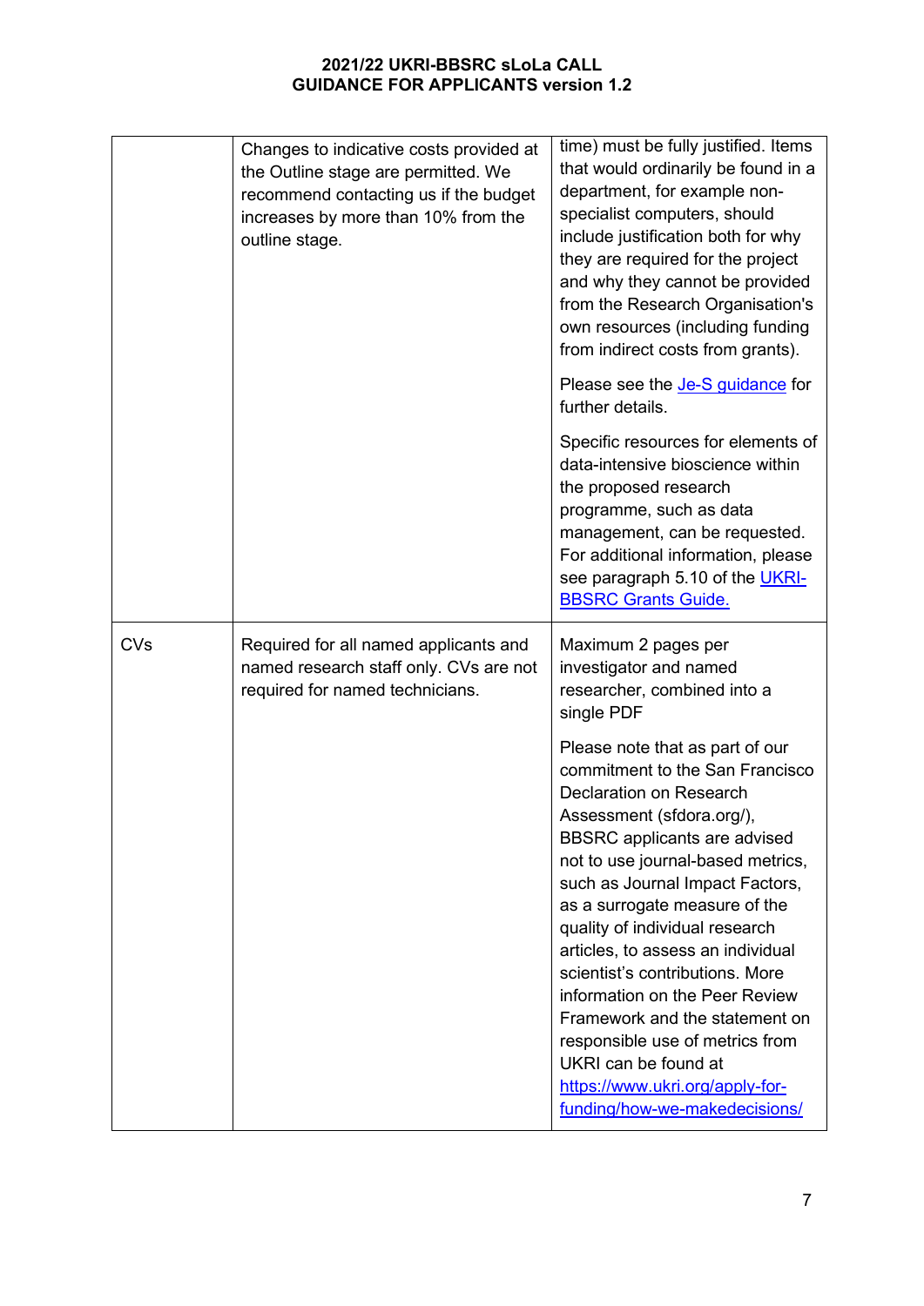| | | |
|---|---|---|
| | Changes to indicative costs provided at the Outline stage are permitted. We recommend contacting us if the budget increases by more than 10% from the outline stage. | time) must be fully justified. Items that would ordinarily be found in a department, for example non-specialist computers, should include justification both for why they are required for the project and why they cannot be provided from the Research Organisation's own resources (including funding from indirect costs from grants).<br><br>Please see the [Je-S guidance]() for further details.<br><br>Specific resources for elements of data-intensive bioscience within the proposed research programme, such as data management, can be requested. For additional information, please see paragraph 5.10 of the [UKRI-BBSRC Grants Guide.]() |
| CVs | Required for all named applicants and named research staff only. CVs are not required for named technicians. | Maximum 2 pages per investigator and named researcher, combined into a single PDF<br><br>Please note that as part of our commitment to the San Francisco Declaration on Research Assessment (sfdora.org/), BBSRC applicants are advised not to use journal-based metrics, such as Journal Impact Factors, as a surrogate measure of the quality of individual research articles, to assess an individual scientist's contributions. More information on the Peer Review Framework and the statement on responsible use of metrics from UKRI can be found at [https://www.ukri.org/apply-for-funding/how-we-makedecisions/](https://www.ukri.org/apply-for-funding/how-we-makedecisions/) |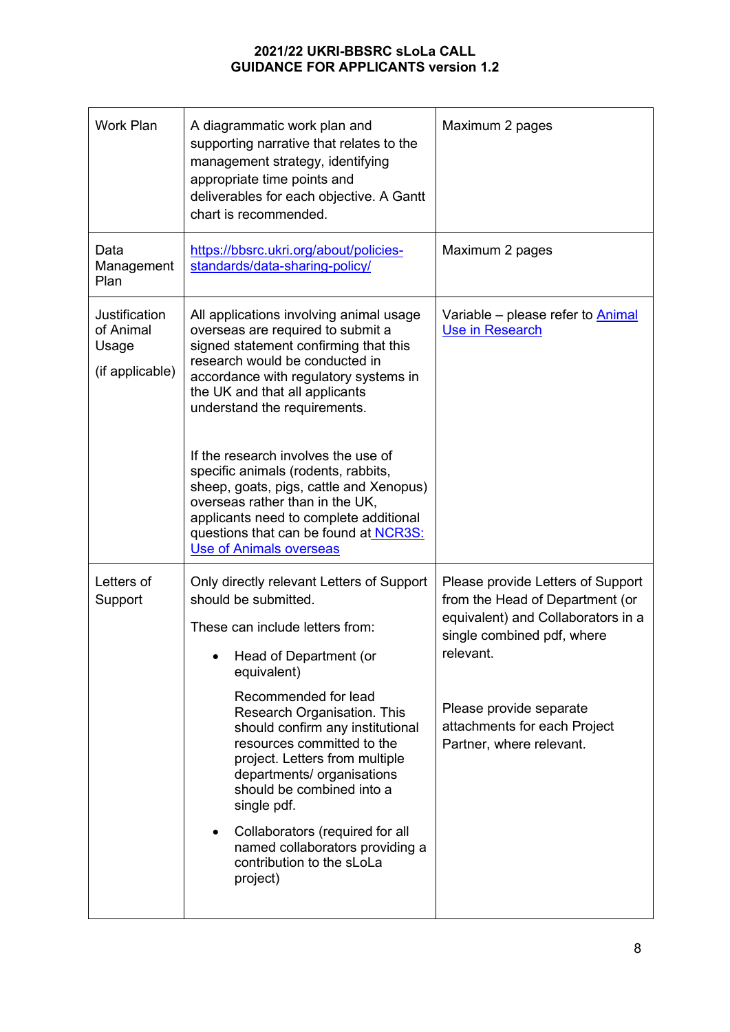| | | |
|---|---|---|
| Work Plan | A diagrammatic work plan and supporting narrative that relates to the management strategy, identifying appropriate time points and deliverables for each objective. A Gantt chart is recommended. | Maximum 2 pages |
| Data Management Plan | [https://bbsrc.ukri.org/about/policies-standards/data-sharing-policy/](https://bbsrc.ukri.org/about/policies-standards/data-sharing-policy/) | Maximum 2 pages |
| Justification of Animal Usage<br><br>(if applicable) | All applications involving animal usage overseas are required to submit a signed statement confirming that this research would be conducted in accordance with regulatory systems in the UK and that all applicants understand the requirements.<br><br>If the research involves the use of specific animals (rodents, rabbits, sheep, goats, pigs, cattle and Xenopus) overseas rather than in the UK, applicants need to complete additional questions that can be found at NCR3S: Use of Animals overseas | Variable – please refer to Animal Use in Research |
| Letters of Support | Only directly relevant Letters of Support should be submitted.<br><br>These can include letters from:<br><br>• Head of Department (or equivalent)<br><br>Recommended for lead Research Organisation. This should confirm any institutional resources committed to the project. Letters from multiple departments/ organisations should be combined into a single pdf.<br><br>• Collaborators (required for all named collaborators providing a contribution to the sLoLa project) | Please provide Letters of Support from the Head of Department (or equivalent) and Collaborators in a single combined pdf, where relevant.<br><br>Please provide separate attachments for each Project Partner, where relevant. |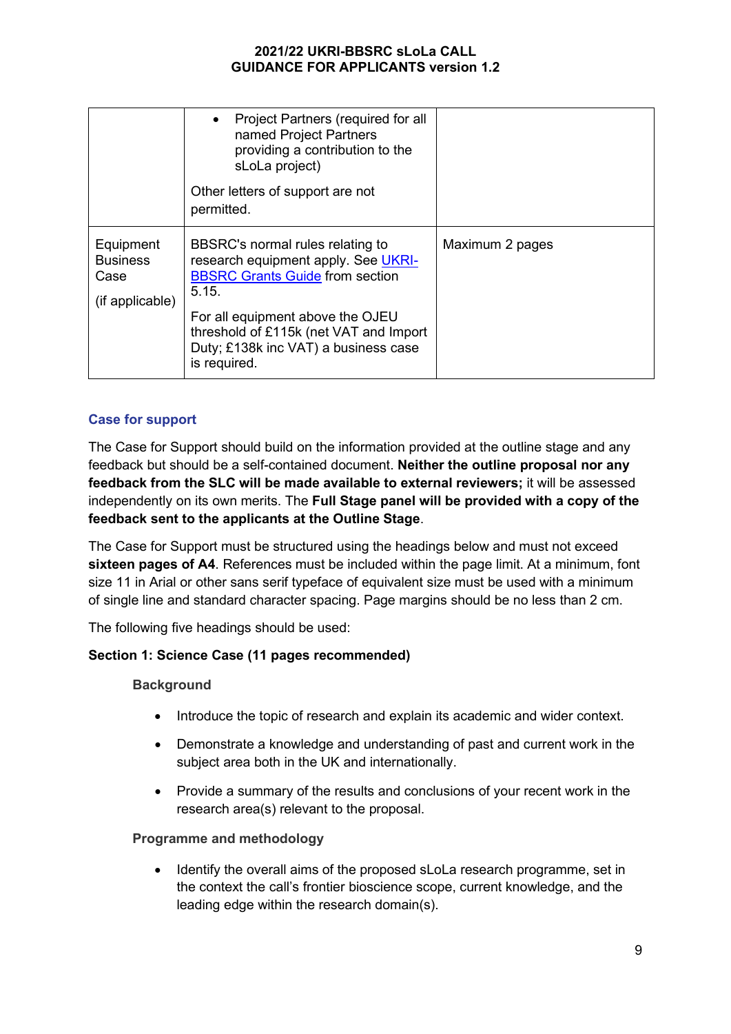| | | |
|---|---|---|
| | • Project Partners (required for all named Project Partners providing a contribution to the sLoLa project)<br><br>Other letters of support are not permitted. | |
| Equipment Business Case<br><br>(if applicable) | BBSRC's normal rules relating to research equipment apply. See [UKRI-BBSRC Grants Guide]() from section 5.15.<br><br>For all equipment above the OJEU threshold of £115k (net VAT and Import Duty; £138k inc VAT) a business case is required. | Maximum 2 pages |

## Case for support

The Case for Support should build on the information provided at the outline stage and any feedback but should be a self-contained document. **Neither the outline proposal nor any feedback from the SLC will be made available to external reviewers;** it will be assessed independently on its own merits. The **Full Stage panel will be provided with a copy of the feedback sent to the applicants at the Outline Stage**.

The Case for Support must be structured using the headings below and must not exceed **sixteen pages of A4**. References must be included within the page limit. At a minimum, font size 11 in Arial or other sans serif typeface of equivalent size must be used with a minimum of single line and standard character spacing. Page margins should be no less than 2 cm.

The following five headings should be used:

**Section 1: Science Case (11 pages recommended)**

### Background

- Introduce the topic of research and explain its academic and wider context.
- Demonstrate a knowledge and understanding of past and current work in the subject area both in the UK and internationally.
- Provide a summary of the results and conclusions of your recent work in the research area(s) relevant to the proposal.

### Programme and methodology

- Identify the overall aims of the proposed sLoLa research programme, set in the context the call's frontier bioscience scope, current knowledge, and the leading edge within the research domain(s).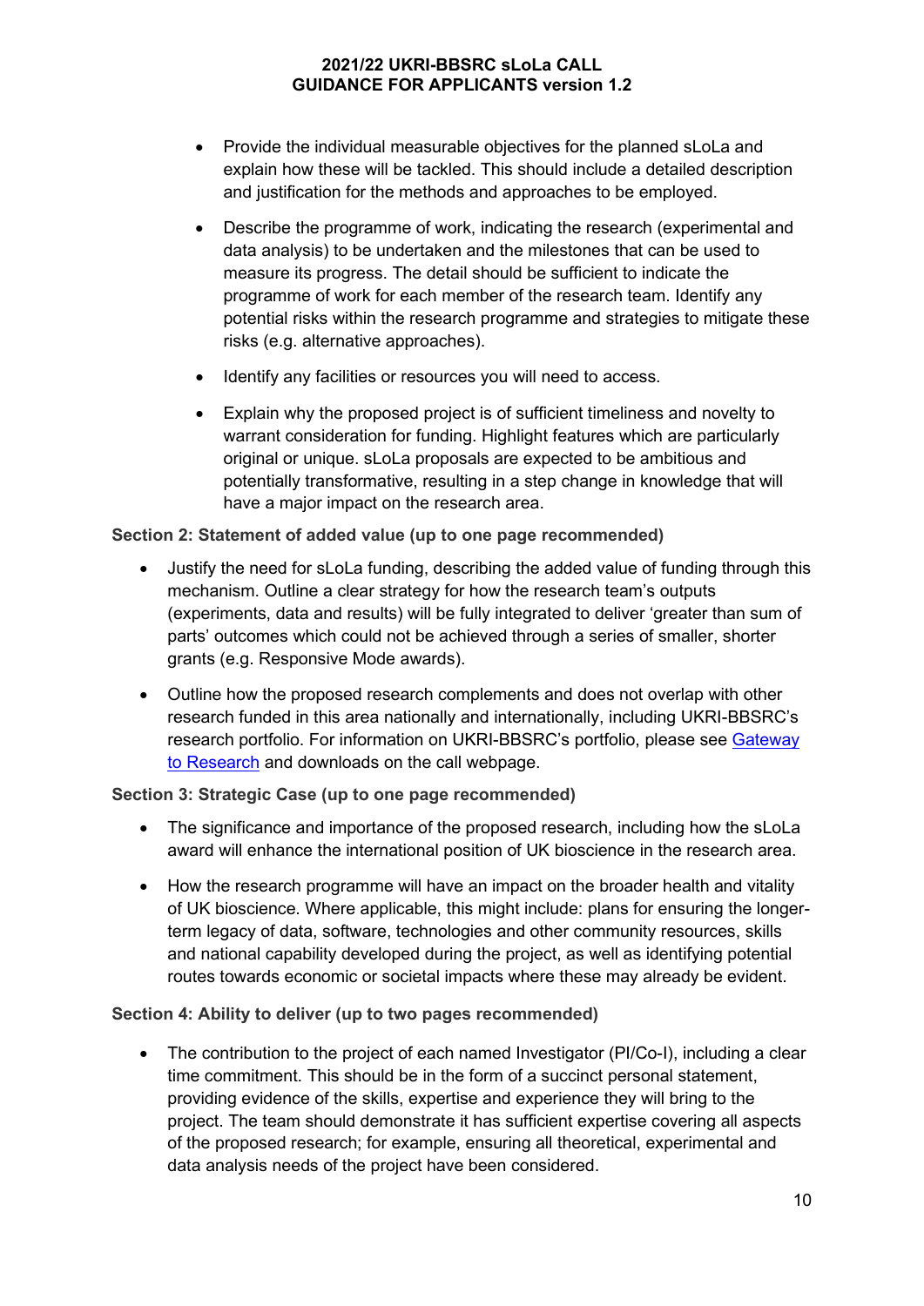- Provide the individual measurable objectives for the planned sLoLa and explain how these will be tackled. This should include a detailed description and justification for the methods and approaches to be employed.
- Describe the programme of work, indicating the research (experimental and data analysis) to be undertaken and the milestones that can be used to measure its progress. The detail should be sufficient to indicate the programme of work for each member of the research team. Identify any potential risks within the research programme and strategies to mitigate these risks (e.g. alternative approaches).
- Identify any facilities or resources you will need to access.
- Explain why the proposed project is of sufficient timeliness and novelty to warrant consideration for funding. Highlight features which are particularly original or unique. sLoLa proposals are expected to be ambitious and potentially transformative, resulting in a step change in knowledge that will have a major impact on the research area.

**Section 2: Statement of added value (up to one page recommended)**

- Justify the need for sLoLa funding, describing the added value of funding through this mechanism. Outline a clear strategy for how the research team's outputs (experiments, data and results) will be fully integrated to deliver 'greater than sum of parts' outcomes which could not be achieved through a series of smaller, shorter grants (e.g. Responsive Mode awards).
- Outline how the proposed research complements and does not overlap with other research funded in this area nationally and internationally, including UKRI-BBSRC's research portfolio. For information on UKRI-BBSRC's portfolio, please see [Gateway to Research]() and downloads on the call webpage.

**Section 3: Strategic Case (up to one page recommended)**

- The significance and importance of the proposed research, including how the sLoLa award will enhance the international position of UK bioscience in the research area.
- How the research programme will have an impact on the broader health and vitality of UK bioscience. Where applicable, this might include: plans for ensuring the longer-term legacy of data, software, technologies and other community resources, skills and national capability developed during the project, as well as identifying potential routes towards economic or societal impacts where these may already be evident.

**Section 4: Ability to deliver (up to two pages recommended)**

- The contribution to the project of each named Investigator (PI/Co-I), including a clear time commitment. This should be in the form of a succinct personal statement, providing evidence of the skills, expertise and experience they will bring to the project. The team should demonstrate it has sufficient expertise covering all aspects of the proposed research; for example, ensuring all theoretical, experimental and data analysis needs of the project have been considered.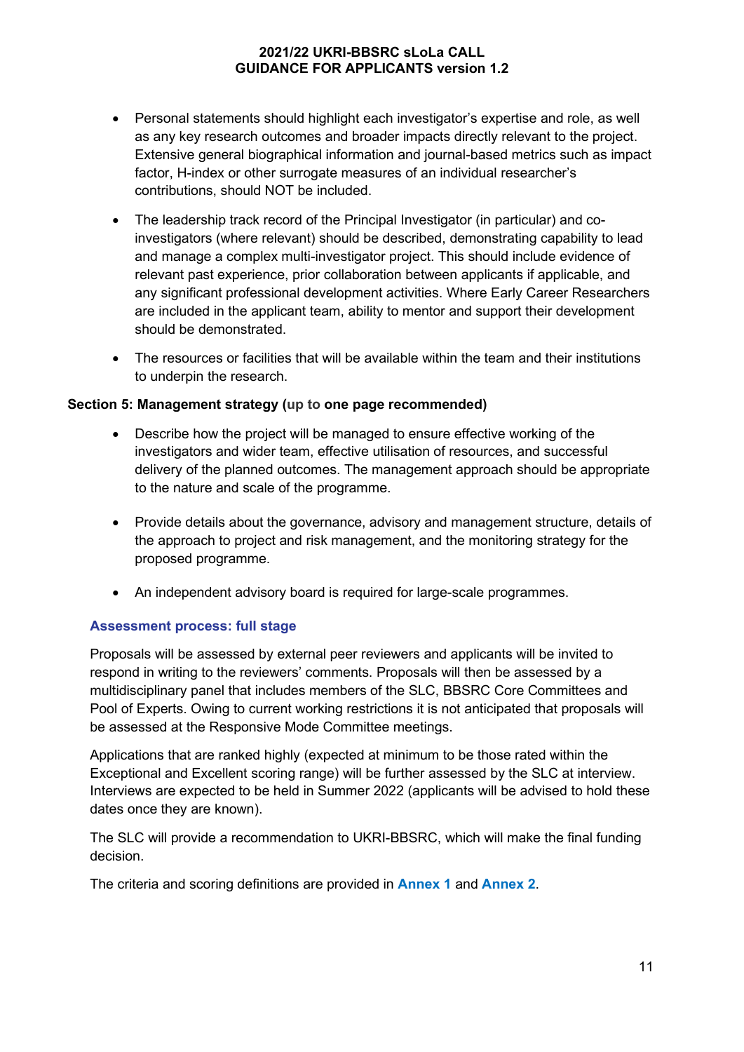- Personal statements should highlight each investigator's expertise and role, as well as any key research outcomes and broader impacts directly relevant to the project. Extensive general biographical information and journal-based metrics such as impact factor, H-index or other surrogate measures of an individual researcher's contributions, should NOT be included.

- The leadership track record of the Principal Investigator (in particular) and co-investigators (where relevant) should be described, demonstrating capability to lead and manage a complex multi-investigator project. This should include evidence of relevant past experience, prior collaboration between applicants if applicable, and any significant professional development activities. Where Early Career Researchers are included in the applicant team, ability to mentor and support their development should be demonstrated.

- The resources or facilities that will be available within the team and their institutions to underpin the research.

**Section 5: Management strategy (up to one page recommended)**

- Describe how the project will be managed to ensure effective working of the investigators and wider team, effective utilisation of resources, and successful delivery of the planned outcomes. The management approach should be appropriate to the nature and scale of the programme.

- Provide details about the governance, advisory and management structure, details of the approach to project and risk management, and the monitoring strategy for the proposed programme.

- An independent advisory board is required for large-scale programmes.

### Assessment process: full stage

Proposals will be assessed by external peer reviewers and applicants will be invited to respond in writing to the reviewers' comments. Proposals will then be assessed by a multidisciplinary panel that includes members of the SLC, BBSRC Core Committees and Pool of Experts. Owing to current working restrictions it is not anticipated that proposals will be assessed at the Responsive Mode Committee meetings.

Applications that are ranked highly (expected at minimum to be those rated within the Exceptional and Excellent scoring range) will be further assessed by the SLC at interview. Interviews are expected to be held in Summer 2022 (applicants will be advised to hold these dates once they are known).

The SLC will provide a recommendation to UKRI-BBSRC, which will make the final funding decision.

The criteria and scoring definitions are provided in **Annex 1** and **Annex 2**.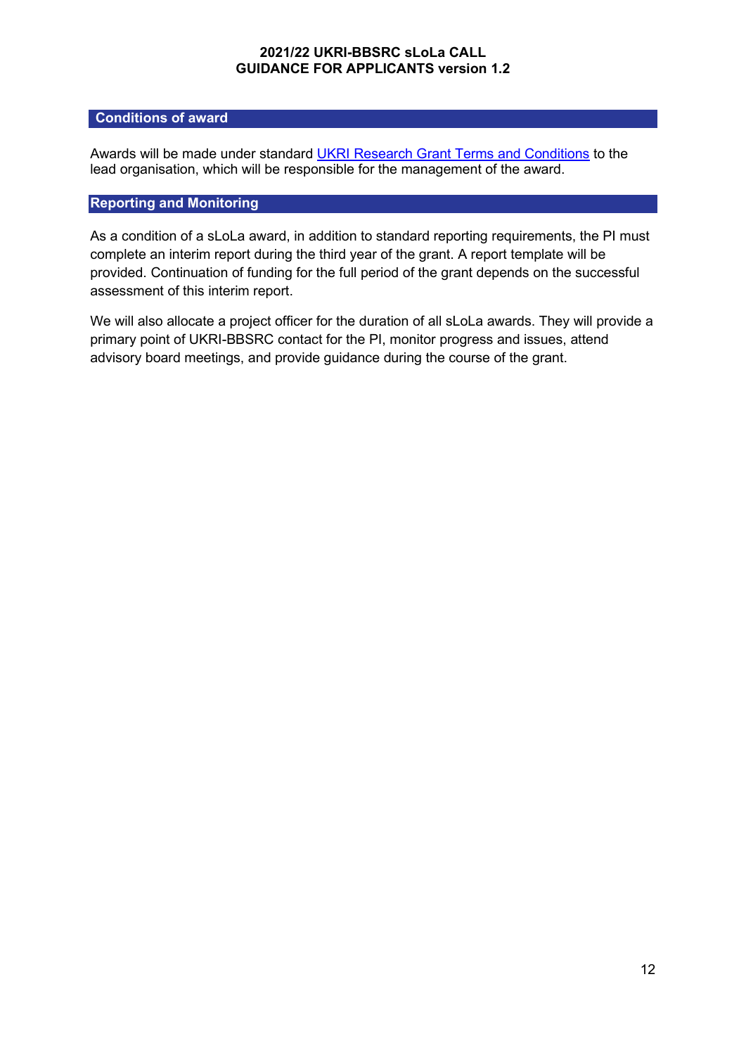## Conditions of award

Awards will be made under standard [UKRI Research Grant Terms and Conditions] to the lead organisation, which will be responsible for the management of the award.

## Reporting and Monitoring

As a condition of a sLoLa award, in addition to standard reporting requirements, the PI must complete an interim report during the third year of the grant. A report template will be provided. Continuation of funding for the full period of the grant depends on the successful assessment of this interim report.

We will also allocate a project officer for the duration of all sLoLa awards. They will provide a primary point of UKRI-BBSRC contact for the PI, monitor progress and issues, attend advisory board meetings, and provide guidance during the course of the grant.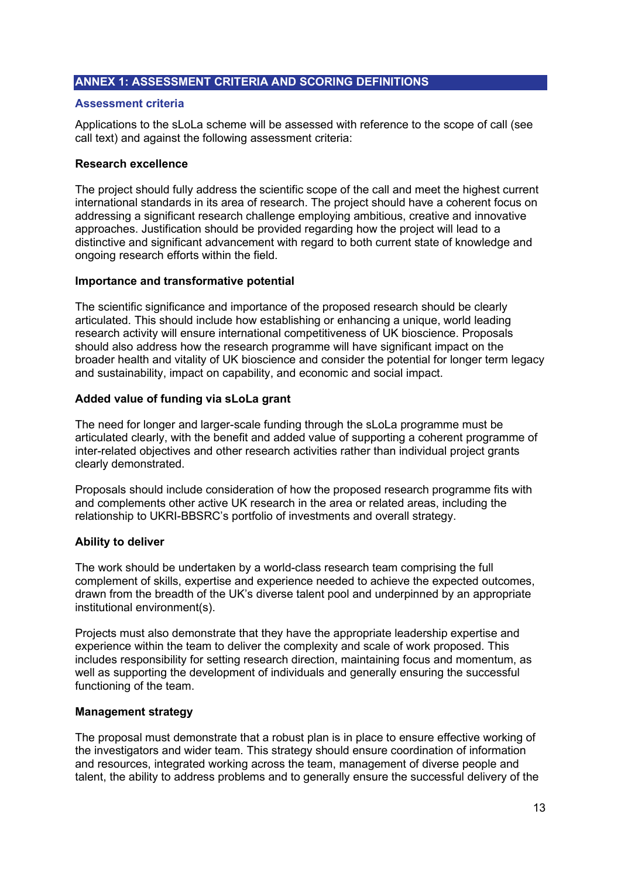## ANNEX 1: ASSESSMENT CRITERIA AND SCORING DEFINITIONS

### Assessment criteria

Applications to the sLoLa scheme will be assessed with reference to the scope of call (see call text) and against the following assessment criteria:

**Research excellence**

The project should fully address the scientific scope of the call and meet the highest current international standards in its area of research. The project should have a coherent focus on addressing a significant research challenge employing ambitious, creative and innovative approaches. Justification should be provided regarding how the project will lead to a distinctive and significant advancement with regard to both current state of knowledge and ongoing research efforts within the field.

**Importance and transformative potential**

The scientific significance and importance of the proposed research should be clearly articulated. This should include how establishing or enhancing a unique, world leading research activity will ensure international competitiveness of UK bioscience. Proposals should also address how the research programme will have significant impact on the broader health and vitality of UK bioscience and consider the potential for longer term legacy and sustainability, impact on capability, and economic and social impact.

**Added value of funding via sLoLa grant**

The need for longer and larger-scale funding through the sLoLa programme must be articulated clearly, with the benefit and added value of supporting a coherent programme of inter-related objectives and other research activities rather than individual project grants clearly demonstrated.

Proposals should include consideration of how the proposed research programme fits with and complements other active UK research in the area or related areas, including the relationship to UKRI-BBSRC's portfolio of investments and overall strategy.

**Ability to deliver**

The work should be undertaken by a world-class research team comprising the full complement of skills, expertise and experience needed to achieve the expected outcomes, drawn from the breadth of the UK's diverse talent pool and underpinned by an appropriate institutional environment(s).

Projects must also demonstrate that they have the appropriate leadership expertise and experience within the team to deliver the complexity and scale of work proposed. This includes responsibility for setting research direction, maintaining focus and momentum, as well as supporting the development of individuals and generally ensuring the successful functioning of the team.

**Management strategy**

The proposal must demonstrate that a robust plan is in place to ensure effective working of the investigators and wider team. This strategy should ensure coordination of information and resources, integrated working across the team, management of diverse people and talent, the ability to address problems and to generally ensure the successful delivery of the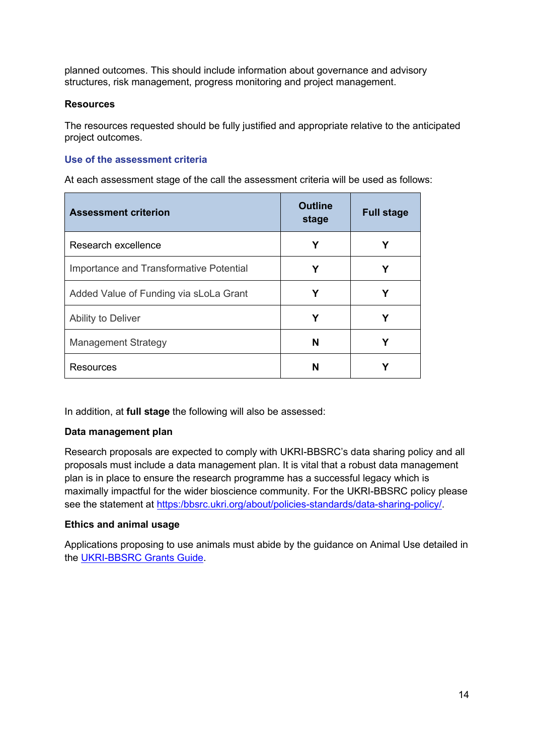planned outcomes. This should include information about governance and advisory structures, risk management, progress monitoring and project management.

**Resources**

The resources requested should be fully justified and appropriate relative to the anticipated project outcomes.

### Use of the assessment criteria

At each assessment stage of the call the assessment criteria will be used as follows:

| Assessment criterion | Outline stage | Full stage |
| --- | --- | --- |
| Research excellence | Y | Y |
| Importance and Transformative Potential | Y | Y |
| Added Value of Funding via sLoLa Grant | Y | Y |
| Ability to Deliver | Y | Y |
| Management Strategy | N | Y |
| Resources | N | Y |

In addition, at **full stage** the following will also be assessed:

**Data management plan**

Research proposals are expected to comply with UKRI-BBSRC's data sharing policy and all proposals must include a data management plan. It is vital that a robust data management plan is in place to ensure the research programme has a successful legacy which is maximally impactful for the wider bioscience community. For the UKRI-BBSRC policy please see the statement at https:/bbsrc.ukri.org/about/policies-standards/data-sharing-policy/.

**Ethics and animal usage**

Applications proposing to use animals must abide by the guidance on Animal Use detailed in the UKRI-BBSRC Grants Guide.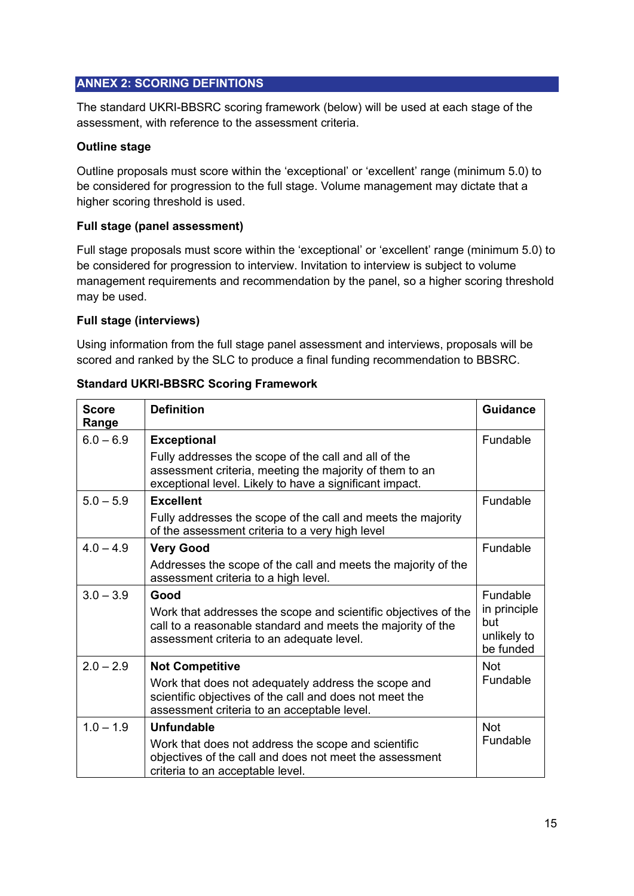## ANNEX 2: SCORING DEFINTIONS

The standard UKRI-BBSRC scoring framework (below) will be used at each stage of the assessment, with reference to the assessment criteria.

**Outline stage**

Outline proposals must score within the 'exceptional' or 'excellent' range (minimum 5.0) to be considered for progression to the full stage. Volume management may dictate that a higher scoring threshold is used.

**Full stage (panel assessment)**

Full stage proposals must score within the 'exceptional' or 'excellent' range (minimum 5.0) to be considered for progression to interview. Invitation to interview is subject to volume management requirements and recommendation by the panel, so a higher scoring threshold may be used.

**Full stage (interviews)**

Using information from the full stage panel assessment and interviews, proposals will be scored and ranked by the SLC to produce a final funding recommendation to BBSRC.

**Standard UKRI-BBSRC Scoring Framework**

| Score Range | Definition | Guidance |
|---|---|---|
| 6.0 – 6.9 | **Exceptional**<br>Fully addresses the scope of the call and all of the assessment criteria, meeting the majority of them to an exceptional level. Likely to have a significant impact. | Fundable |
| 5.0 – 5.9 | **Excellent**<br>Fully addresses the scope of the call and meets the majority of the assessment criteria to a very high level | Fundable |
| 4.0 – 4.9 | **Very Good**<br>Addresses the scope of the call and meets the majority of the assessment criteria to a high level. | Fundable |
| 3.0 – 3.9 | **Good**<br>Work that addresses the scope and scientific objectives of the call to a reasonable standard and meets the majority of the assessment criteria to an adequate level. | Fundable in principle but unlikely to be funded |
| 2.0 – 2.9 | **Not Competitive**<br>Work that does not adequately address the scope and scientific objectives of the call and does not meet the assessment criteria to an acceptable level. | Not Fundable |
| 1.0 – 1.9 | **Unfundable**<br>Work that does not address the scope and scientific objectives of the call and does not meet the assessment criteria to an acceptable level. | Not Fundable |